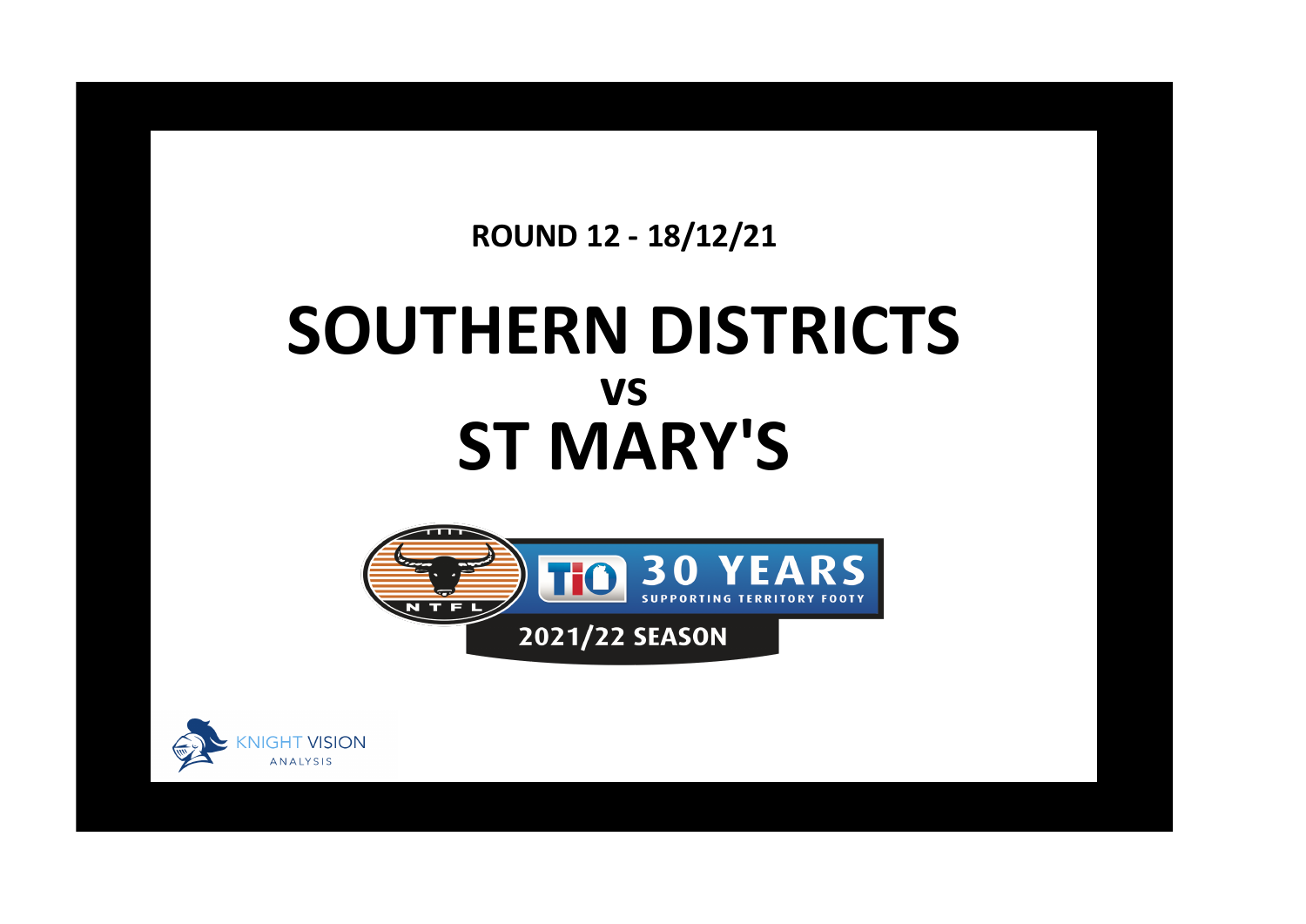**ROUND 12 - 18/12/21**

# SOUTHERN DISTRICTS

## vs

# ST MARY'S

NTFL

TIO 30 YEARS SUPPORTING TERRITORY FOOTY

2021/22 SEASON

KNIGHT VISION ANALYSIS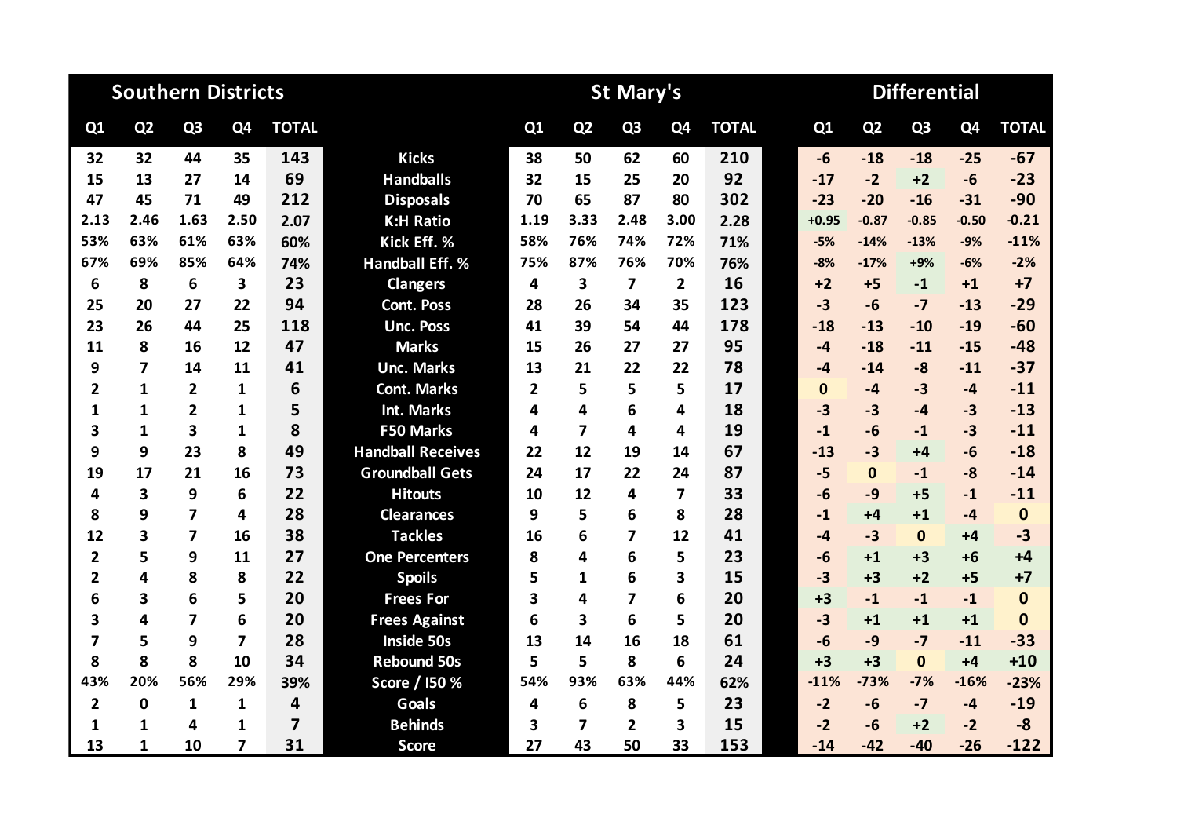| Southern Districts | | | | | | St Mary's | | | | | Differential | | | | |
|---|---|---|---|---|---|---|---|---|---|---|---|---|---|---|---|
| Q1 | Q2 | Q3 | Q4 | TOTAL | | Q1 | Q2 | Q3 | Q4 | TOTAL | Q1 | Q2 | Q3 | Q4 | TOTAL |
| 32 | 32 | 44 | 35 | 143 | Kicks | 38 | 50 | 62 | 60 | 210 | -6 | -18 | -18 | -25 | -67 |
| 15 | 13 | 27 | 14 | 69 | Handballs | 32 | 15 | 25 | 20 | 92 | -17 | -2 | +2 | -6 | -23 |
| 47 | 45 | 71 | 49 | 212 | Disposals | 70 | 65 | 87 | 80 | 302 | -23 | -20 | -16 | -31 | -90 |
| 2.13 | 2.46 | 1.63 | 2.50 | 2.07 | K:H Ratio | 1.19 | 3.33 | 2.48 | 3.00 | 2.28 | +0.95 | -0.87 | -0.85 | -0.50 | -0.21 |
| 53% | 63% | 61% | 63% | 60% | Kick Eff. % | 58% | 76% | 74% | 72% | 71% | -5% | -14% | -13% | -9% | -11% |
| 67% | 69% | 85% | 64% | 74% | Handball Eff. % | 75% | 87% | 76% | 70% | 76% | -8% | -17% | +9% | -6% | -2% |
| 6 | 8 | 6 | 3 | 23 | Clangers | 4 | 3 | 7 | 2 | 16 | +2 | +5 | -1 | +1 | +7 |
| 25 | 20 | 27 | 22 | 94 | Cont. Poss | 28 | 26 | 34 | 35 | 123 | -3 | -6 | -7 | -13 | -29 |
| 23 | 26 | 44 | 25 | 118 | Unc. Poss | 41 | 39 | 54 | 44 | 178 | -18 | -13 | -10 | -19 | -60 |
| 11 | 8 | 16 | 12 | 47 | Marks | 15 | 26 | 27 | 27 | 95 | -4 | -18 | -11 | -15 | -48 |
| 9 | 7 | 14 | 11 | 41 | Unc. Marks | 13 | 21 | 22 | 22 | 78 | -4 | -14 | -8 | -11 | -37 |
| 2 | 1 | 2 | 1 | 6 | Cont. Marks | 2 | 5 | 5 | 5 | 17 | 0 | -4 | -3 | -4 | -11 |
| 1 | 1 | 2 | 1 | 5 | Int. Marks | 4 | 4 | 6 | 4 | 18 | -3 | -3 | -4 | -3 | -13 |
| 3 | 1 | 3 | 1 | 8 | F50 Marks | 4 | 7 | 4 | 4 | 19 | -1 | -6 | -1 | -3 | -11 |
| 9 | 9 | 23 | 8 | 49 | Handball Receives | 22 | 12 | 19 | 14 | 67 | -13 | -3 | +4 | -6 | -18 |
| 19 | 17 | 21 | 16 | 73 | Groundball Gets | 24 | 17 | 22 | 24 | 87 | -5 | 0 | -1 | -8 | -14 |
| 4 | 3 | 9 | 6 | 22 | Hitouts | 10 | 12 | 4 | 7 | 33 | -6 | -9 | +5 | -1 | -11 |
| 8 | 9 | 7 | 4 | 28 | Clearances | 9 | 5 | 6 | 8 | 28 | -1 | +4 | +1 | -4 | 0 |
| 12 | 3 | 7 | 16 | 38 | Tackles | 16 | 6 | 7 | 12 | 41 | -4 | -3 | 0 | +4 | -3 |
| 2 | 5 | 9 | 11 | 27 | One Percenters | 8 | 4 | 6 | 5 | 23 | -6 | +1 | +3 | +6 | +4 |
| 2 | 4 | 8 | 8 | 22 | Spoils | 5 | 1 | 6 | 3 | 15 | -3 | +3 | +2 | +5 | +7 |
| 6 | 3 | 6 | 5 | 20 | Frees For | 3 | 4 | 7 | 6 | 20 | +3 | -1 | -1 | -1 | 0 |
| 3 | 4 | 7 | 6 | 20 | Frees Against | 6 | 3 | 6 | 5 | 20 | -3 | +1 | +1 | +1 | 0 |
| 7 | 5 | 9 | 7 | 28 | Inside 50s | 13 | 14 | 16 | 18 | 61 | -6 | -9 | -7 | -11 | -33 |
| 8 | 8 | 8 | 10 | 34 | Rebound 50s | 5 | 5 | 8 | 6 | 24 | +3 | +3 | 0 | +4 | +10 |
| 43% | 20% | 56% | 29% | 39% | Score / I50 % | 54% | 93% | 63% | 44% | 62% | -11% | -73% | -7% | -16% | -23% |
| 2 | 0 | 1 | 1 | 4 | Goals | 4 | 6 | 8 | 5 | 23 | -2 | -6 | -7 | -4 | -19 |
| 1 | 1 | 4 | 1 | 7 | Behinds | 3 | 7 | 2 | 3 | 15 | -2 | -6 | +2 | -2 | -8 |
| 13 | 1 | 10 | 7 | 31 | Score | 27 | 43 | 50 | 33 | 153 | -14 | -42 | -40 | -26 | -122 |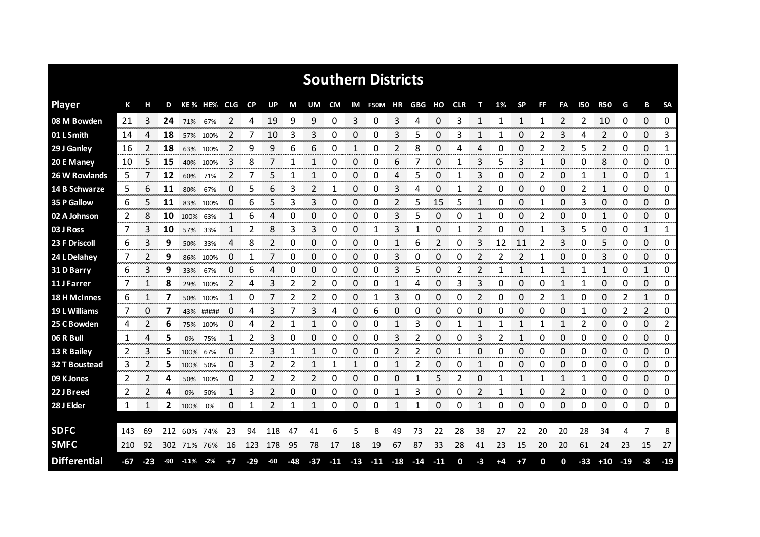# Southern Districts

| Player | K | H | D | KE% | HE% | CLG | CP | UP | M | UM | CM | IM | F50M | HR | GBG | HO | CLR | T | 1% | SP | FF | FA | I50 | R50 | G | B | SA |
|---|---|---|---|---|---|---|---|---|---|---|---|---|---|---|---|---|---|---|---|---|---|---|---|---|---|---|---|
| 08 M Bowden | 21 | 3 | **24** | 71% | 67% | 2 | 4 | 19 | 9 | 9 | 0 | 3 | 0 | 3 | 4 | 0 | 3 | 1 | 1 | 1 | 1 | 2 | 2 | 10 | 0 | 0 | 0 |
| 01 L Smith | 14 | 4 | **18** | 57% | 100% | 2 | 7 | 10 | 3 | 3 | 0 | 0 | 0 | 3 | 5 | 0 | 3 | 1 | 1 | 0 | 2 | 3 | 4 | 2 | 0 | 0 | 3 |
| 29 J Ganley | 16 | 2 | **18** | 63% | 100% | 2 | 9 | 9 | 6 | 6 | 0 | 1 | 0 | 2 | 8 | 0 | 4 | 4 | 0 | 0 | 2 | 2 | 5 | 2 | 0 | 0 | 1 |
| 20 E Maney | 10 | 5 | **15** | 40% | 100% | 3 | 8 | 7 | 1 | 1 | 0 | 0 | 0 | 6 | 7 | 0 | 1 | 3 | 5 | 3 | 1 | 0 | 0 | 8 | 0 | 0 | 0 |
| 26 W Rowlands | 5 | 7 | **12** | 60% | 71% | 2 | 7 | 5 | 1 | 1 | 0 | 0 | 0 | 4 | 5 | 0 | 1 | 3 | 0 | 0 | 2 | 0 | 1 | 1 | 0 | 0 | 1 |
| 14 B Schwarze | 5 | 6 | **11** | 80% | 67% | 0 | 5 | 6 | 3 | 2 | 1 | 0 | 0 | 3 | 4 | 0 | 1 | 2 | 0 | 0 | 0 | 0 | 2 | 1 | 0 | 0 | 0 |
| 35 P Gallow | 6 | 5 | **11** | 83% | 100% | 0 | 6 | 5 | 3 | 3 | 0 | 0 | 0 | 2 | 5 | 15 | 5 | 1 | 0 | 0 | 1 | 0 | 3 | 0 | 0 | 0 | 0 |
| 02 A Johnson | 2 | 8 | **10** | 100% | 63% | 1 | 6 | 4 | 0 | 0 | 0 | 0 | 0 | 3 | 5 | 0 | 0 | 1 | 0 | 0 | 2 | 0 | 0 | 1 | 0 | 0 | 0 |
| 03 J Ross | 7 | 3 | **10** | 57% | 33% | 1 | 2 | 8 | 3 | 3 | 0 | 0 | 1 | 3 | 1 | 0 | 1 | 2 | 0 | 0 | 1 | 3 | 5 | 0 | 0 | 1 | 1 |
| 23 F Driscoll | 6 | 3 | **9** | 50% | 33% | 4 | 8 | 2 | 0 | 0 | 0 | 0 | 0 | 1 | 6 | 2 | 0 | 3 | 12 | 11 | 2 | 3 | 0 | 5 | 0 | 0 | 0 |
| 24 L Delahey | 7 | 2 | **9** | 86% | 100% | 0 | 1 | 7 | 0 | 0 | 0 | 0 | 0 | 3 | 0 | 0 | 0 | 2 | 2 | 2 | 1 | 0 | 0 | 3 | 0 | 0 | 0 |
| 31 D Barry | 6 | 3 | **9** | 33% | 67% | 0 | 6 | 4 | 0 | 0 | 0 | 0 | 0 | 3 | 5 | 0 | 2 | 2 | 1 | 1 | 1 | 1 | 1 | 1 | 0 | 1 | 0 |
| 11 J Farrer | 7 | 1 | **8** | 29% | 100% | 2 | 4 | 3 | 2 | 2 | 0 | 0 | 0 | 1 | 4 | 0 | 3 | 3 | 0 | 0 | 0 | 1 | 1 | 0 | 0 | 0 | 0 |
| 18 H McInnes | 6 | 1 | **7** | 50% | 100% | 1 | 0 | 7 | 2 | 2 | 0 | 0 | 1 | 3 | 0 | 0 | 0 | 2 | 0 | 0 | 2 | 1 | 0 | 0 | 2 | 1 | 0 |
| 19 L Williams | 7 | 0 | **7** | 43% | ##### | 0 | 4 | 3 | 7 | 3 | 4 | 0 | 6 | 0 | 0 | 0 | 0 | 0 | 0 | 0 | 0 | 0 | 1 | 0 | 2 | 2 | 0 |
| 25 C Bowden | 4 | 2 | **6** | 75% | 100% | 0 | 4 | 2 | 1 | 1 | 0 | 0 | 0 | 1 | 3 | 0 | 1 | 1 | 1 | 1 | 1 | 1 | 2 | 0 | 0 | 0 | 2 |
| 06 R Bull | 1 | 4 | **5** | 0% | 75% | 1 | 2 | 3 | 0 | 0 | 0 | 0 | 0 | 3 | 2 | 0 | 0 | 3 | 2 | 1 | 0 | 0 | 0 | 0 | 0 | 0 | 0 |
| 13 R Bailey | 2 | 3 | **5** | 100% | 67% | 0 | 2 | 3 | 1 | 1 | 0 | 0 | 0 | 2 | 2 | 0 | 1 | 0 | 0 | 0 | 0 | 0 | 0 | 0 | 0 | 0 | 0 |
| 32 T Boustead | 3 | 2 | **5** | 100% | 50% | 0 | 3 | 2 | 2 | 1 | 1 | 1 | 0 | 1 | 2 | 0 | 0 | 1 | 0 | 0 | 0 | 0 | 0 | 0 | 0 | 0 | 0 |
| 09 K Jones | 2 | 2 | **4** | 50% | 100% | 0 | 2 | 2 | 2 | 2 | 0 | 0 | 0 | 0 | 1 | 5 | 2 | 0 | 1 | 1 | 1 | 1 | 1 | 0 | 0 | 0 | 0 |
| 22 J Breed | 2 | 2 | **4** | 0% | 50% | 1 | 3 | 2 | 0 | 0 | 0 | 0 | 0 | 1 | 3 | 0 | 0 | 2 | 1 | 1 | 0 | 2 | 0 | 0 | 0 | 0 | 0 |
| 28 J Elder | 1 | 1 | **2** | 100% | 0% | 0 | 1 | 2 | 1 | 1 | 0 | 0 | 0 | 1 | 1 | 0 | 0 | 1 | 0 | 0 | 0 | 0 | 0 | 0 | 0 | 0 | 0 |
| **SDFC** | 143 | 69 | 212 | 60% | 74% | 23 | 94 | 118 | 47 | 41 | 6 | 5 | 8 | 49 | 73 | 22 | 28 | 38 | 27 | 22 | 20 | 20 | 28 | 34 | 4 | 7 | 8 |
| **SMFC** | 210 | 92 | 302 | 71% | 76% | 16 | 123 | 178 | 95 | 78 | 17 | 18 | 19 | 67 | 87 | 33 | 28 | 41 | 23 | 15 | 20 | 20 | 61 | 24 | 23 | 15 | 27 |
| **Differential** | -67 | -23 | -90 | -11% | -2% | +7 | -29 | -60 | -48 | -37 | -11 | -13 | -11 | -18 | -14 | -11 | 0 | -3 | +4 | +7 | 0 | 0 | -33 | +10 | -19 | -8 | -19 |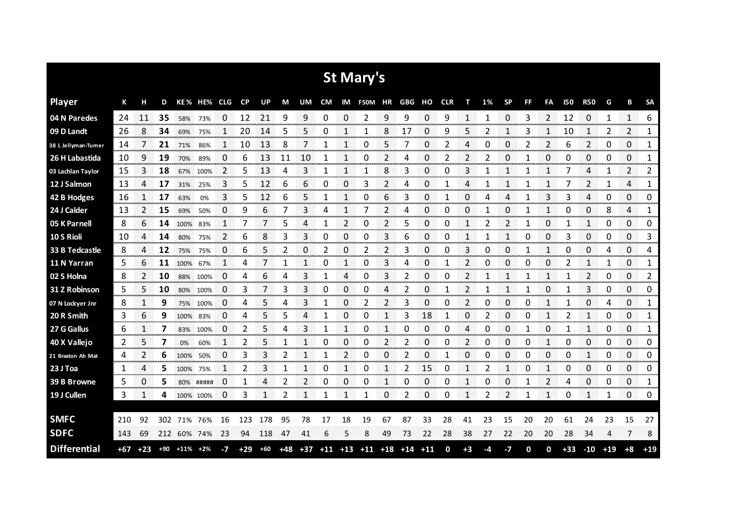# St Mary's

| Player | K | H | D | KE% | HE% | CLG | CP | UP | M | UM | CM | IM | F50M | HR | GBG | HO | CLR | T | 1% | SP | FF | FA | I50 | R50 | G | B | SA |
|---|---|---|---|---|---|---|---|---|---|---|---|---|---|---|---|---|---|---|---|---|---|---|---|---|---|---|---|
| 04 N Paredes | 24 | 11 | **35** | 58% | 73% | 0 | 12 | 21 | 9 | 9 | 0 | 0 | 2 | 9 | 9 | 0 | 9 | 1 | 1 | 0 | 3 | 2 | 12 | 0 | 1 | 1 | 6 |
| 09 D Landt | 26 | 8 | **34** | 69% | 75% | 1 | 20 | 14 | 5 | 5 | 0 | 1 | 1 | 8 | 17 | 0 | 9 | 5 | 2 | 1 | 3 | 1 | 10 | 1 | 2 | 2 | 1 |
| 38 L Jellyman-Turner | 14 | 7 | **21** | 71% | 86% | 1 | 10 | 13 | 8 | 7 | 1 | 1 | 0 | 5 | 7 | 0 | 2 | 4 | 0 | 0 | 2 | 2 | 6 | 2 | 0 | 0 | 1 |
| 26 H Labastida | 10 | 9 | **19** | 70% | 89% | 0 | 6 | 13 | 11 | 10 | 1 | 1 | 0 | 2 | 4 | 0 | 2 | 2 | 2 | 0 | 1 | 0 | 0 | 0 | 0 | 0 | 1 |
| 03 Lachlan Taylor | 15 | 3 | **18** | 67% | 100% | 2 | 5 | 13 | 4 | 3 | 1 | 1 | 1 | 8 | 3 | 0 | 0 | 3 | 1 | 1 | 1 | 1 | 7 | 4 | 1 | 2 | 2 |
| 12 J Salmon | 13 | 4 | **17** | 31% | 25% | 3 | 5 | 12 | 6 | 6 | 0 | 0 | 3 | 2 | 4 | 0 | 1 | 4 | 1 | 1 | 1 | 1 | 7 | 2 | 1 | 4 | 1 |
| 42 B Hodges | 16 | 1 | **17** | 63% | 0% | 3 | 5 | 12 | 6 | 5 | 1 | 1 | 0 | 6 | 3 | 0 | 1 | 0 | 4 | 4 | 1 | 3 | 3 | 4 | 0 | 0 | 0 |
| 24 J Calder | 13 | 2 | **15** | 69% | 50% | 0 | 9 | 6 | 7 | 3 | 4 | 1 | 7 | 2 | 4 | 0 | 0 | 0 | 1 | 0 | 1 | 1 | 0 | 0 | 8 | 4 | 1 |
| 05 K Parnell | 8 | 6 | **14** | 100% | 83% | 1 | 7 | 7 | 5 | 4 | 1 | 2 | 0 | 2 | 5 | 0 | 0 | 1 | 2 | 2 | 1 | 0 | 1 | 1 | 0 | 0 | 0 |
| 10 S Rioli | 10 | 4 | **14** | 80% | 75% | 2 | 6 | 8 | 3 | 3 | 0 | 0 | 0 | 3 | 6 | 0 | 0 | 1 | 1 | 1 | 0 | 0 | 3 | 0 | 0 | 0 | 3 |
| 33 B Tedcastle | 8 | 4 | **12** | 75% | 75% | 0 | 6 | 5 | 2 | 0 | 2 | 0 | 2 | 2 | 3 | 0 | 0 | 3 | 0 | 0 | 1 | 1 | 0 | 0 | 4 | 0 | 4 |
| 11 N Yarran | 5 | 6 | **11** | 100% | 67% | 1 | 4 | 7 | 1 | 1 | 0 | 1 | 0 | 3 | 4 | 0 | 1 | 2 | 0 | 0 | 0 | 0 | 2 | 1 | 1 | 0 | 1 |
| 02 S Holna | 8 | 2 | **10** | 88% | 100% | 0 | 4 | 6 | 4 | 3 | 1 | 4 | 0 | 3 | 2 | 0 | 0 | 2 | 1 | 1 | 1 | 1 | 1 | 2 | 0 | 0 | 2 |
| 31 Z Robinson | 5 | 5 | **10** | 80% | 100% | 0 | 3 | 7 | 3 | 3 | 0 | 0 | 0 | 4 | 2 | 0 | 1 | 2 | 1 | 1 | 1 | 0 | 1 | 3 | 0 | 0 | 0 |
| 07 N Lockyer Jnr | 8 | 1 | **9** | 75% | 100% | 0 | 4 | 5 | 4 | 3 | 1 | 0 | 2 | 2 | 3 | 0 | 0 | 2 | 0 | 0 | 0 | 1 | 1 | 0 | 4 | 0 | 1 |
| 20 R Smith | 3 | 6 | **9** | 100% | 83% | 0 | 4 | 5 | 5 | 4 | 1 | 0 | 0 | 1 | 3 | 18 | 1 | 0 | 2 | 0 | 0 | 1 | 2 | 1 | 0 | 0 | 1 |
| 27 G Gallus | 6 | 1 | **7** | 83% | 100% | 0 | 2 | 5 | 4 | 3 | 1 | 1 | 0 | 1 | 0 | 0 | 0 | 4 | 0 | 0 | 1 | 0 | 1 | 1 | 0 | 0 | 1 |
| 40 X Vallejo | 2 | 5 | **7** | 0% | 60% | 1 | 2 | 5 | 1 | 1 | 0 | 0 | 0 | 2 | 2 | 0 | 0 | 2 | 0 | 0 | 0 | 1 | 0 | 0 | 0 | 0 | 0 |
| 21 Braxton Ah Mat | 4 | 2 | **6** | 100% | 50% | 0 | 3 | 3 | 2 | 1 | 1 | 2 | 0 | 0 | 2 | 0 | 1 | 0 | 0 | 0 | 0 | 0 | 0 | 1 | 0 | 0 | 0 |
| 23 J Toa | 1 | 4 | **5** | 100% | 75% | 1 | 2 | 3 | 1 | 1 | 0 | 1 | 0 | 1 | 2 | 15 | 0 | 1 | 2 | 1 | 0 | 1 | 0 | 0 | 0 | 0 | 0 |
| 39 B Browne | 5 | 0 | **5** | 80% | ##### | 0 | 1 | 4 | 2 | 2 | 0 | 0 | 0 | 1 | 0 | 0 | 0 | 1 | 0 | 0 | 1 | 2 | 4 | 0 | 0 | 0 | 1 |
| 19 J Cullen | 3 | 1 | **4** | 100% | 100% | 0 | 3 | 1 | 2 | 1 | 1 | 1 | 1 | 0 | 2 | 0 | 0 | 1 | 2 | 2 | 1 | 1 | 0 | 1 | 1 | 0 | 0 |
| | | | | | | | | | | | | | | | | | | | | | | | | | | | |
| **SMFC** | 210 | 92 | 302 | 71% | 76% | 16 | 123 | 178 | 95 | 78 | 17 | 18 | 19 | 67 | 87 | 33 | 28 | 41 | 23 | 15 | 20 | 20 | 61 | 24 | 23 | 15 | 27 |
| **SDFC** | 143 | 69 | 212 | 60% | 74% | 23 | 94 | 118 | 47 | 41 | 6 | 5 | 8 | 49 | 73 | 22 | 28 | 38 | 27 | 22 | 20 | 20 | 28 | 34 | 4 | 7 | 8 |
| **Differential** | +67 | +23 | +90 | +11% | +2% | -7 | +29 | +60 | +48 | +37 | +11 | +13 | +11 | +18 | +14 | +11 | 0 | +3 | -4 | -7 | 0 | 0 | +33 | -10 | +19 | +8 | +19 |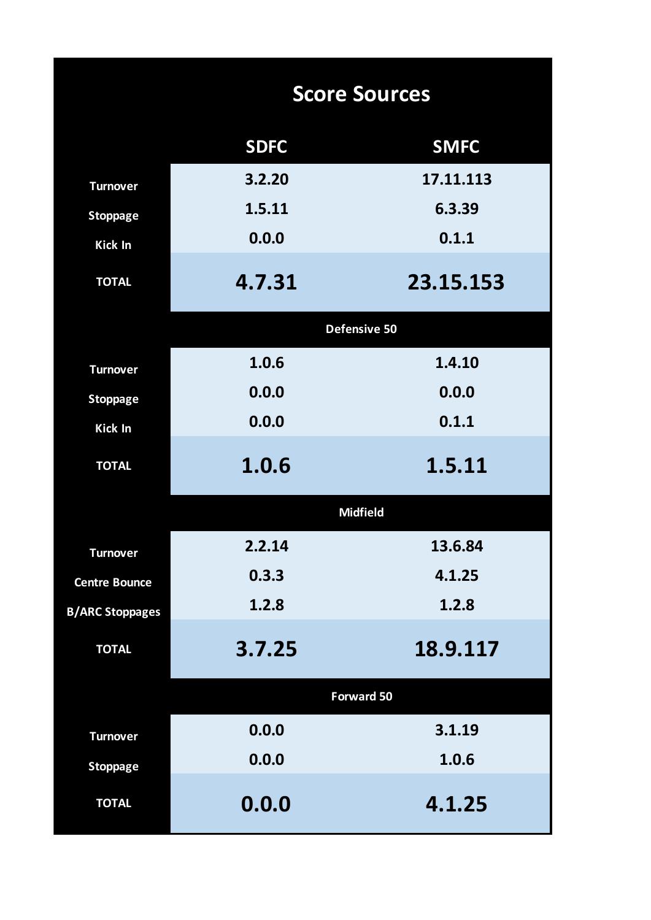# Score Sources

| | SDFC | SMFC |
|---|---|---|
| Turnover | 3.2.20 | 17.11.113 |
| Stoppage | 1.5.11 | 6.3.39 |
| Kick In | 0.0.0 | 0.1.1 |
| **TOTAL** | **4.7.31** | **23.15.153** |
| **Defensive 50** | | |
| Turnover | 1.0.6 | 1.4.10 |
| Stoppage | 0.0.0 | 0.0.0 |
| Kick In | 0.0.0 | 0.1.1 |
| **TOTAL** | **1.0.6** | **1.5.11** |
| **Midfield** | | |
| Turnover | 2.2.14 | 13.6.84 |
| Centre Bounce | 0.3.3 | 4.1.25 |
| B/ARC Stoppages | 1.2.8 | 1.2.8 |
| **TOTAL** | **3.7.25** | **18.9.117** |
| **Forward 50** | | |
| Turnover | 0.0.0 | 3.1.19 |
| Stoppage | 0.0.0 | 1.0.6 |
| **TOTAL** | **0.0.0** | **4.1.25** |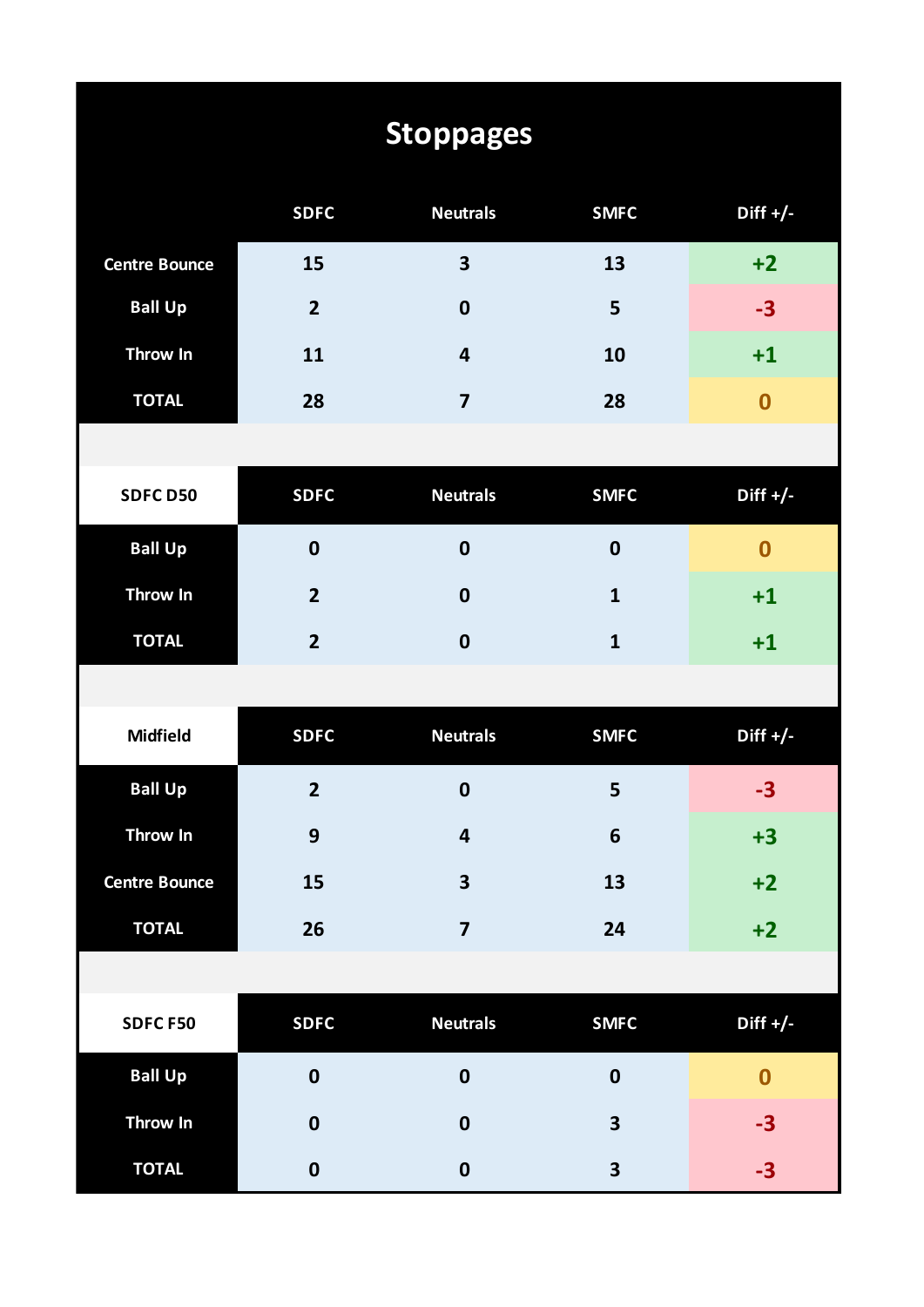# Stoppages

| | SDFC | Neutrals | SMFC | Diff +/- |
|---|---|---|---|---|
| Centre Bounce | 15 | 3 | 13 | +2 |
| Ball Up | 2 | 0 | 5 | -3 |
| Throw In | 11 | 4 | 10 | +1 |
| TOTAL | 28 | 7 | 28 | 0 |

| SDFC D50 | SDFC | Neutrals | SMFC | Diff +/- |
|---|---|---|---|---|
| Ball Up | 0 | 0 | 0 | 0 |
| Throw In | 2 | 0 | 1 | +1 |
| TOTAL | 2 | 0 | 1 | +1 |

| Midfield | SDFC | Neutrals | SMFC | Diff +/- |
|---|---|---|---|---|
| Ball Up | 2 | 0 | 5 | -3 |
| Throw In | 9 | 4 | 6 | +3 |
| Centre Bounce | 15 | 3 | 13 | +2 |
| TOTAL | 26 | 7 | 24 | +2 |

| SDFC F50 | SDFC | Neutrals | SMFC | Diff +/- |
|---|---|---|---|---|
| Ball Up | 0 | 0 | 0 | 0 |
| Throw In | 0 | 0 | 3 | -3 |
| TOTAL | 0 | 0 | 3 | -3 |